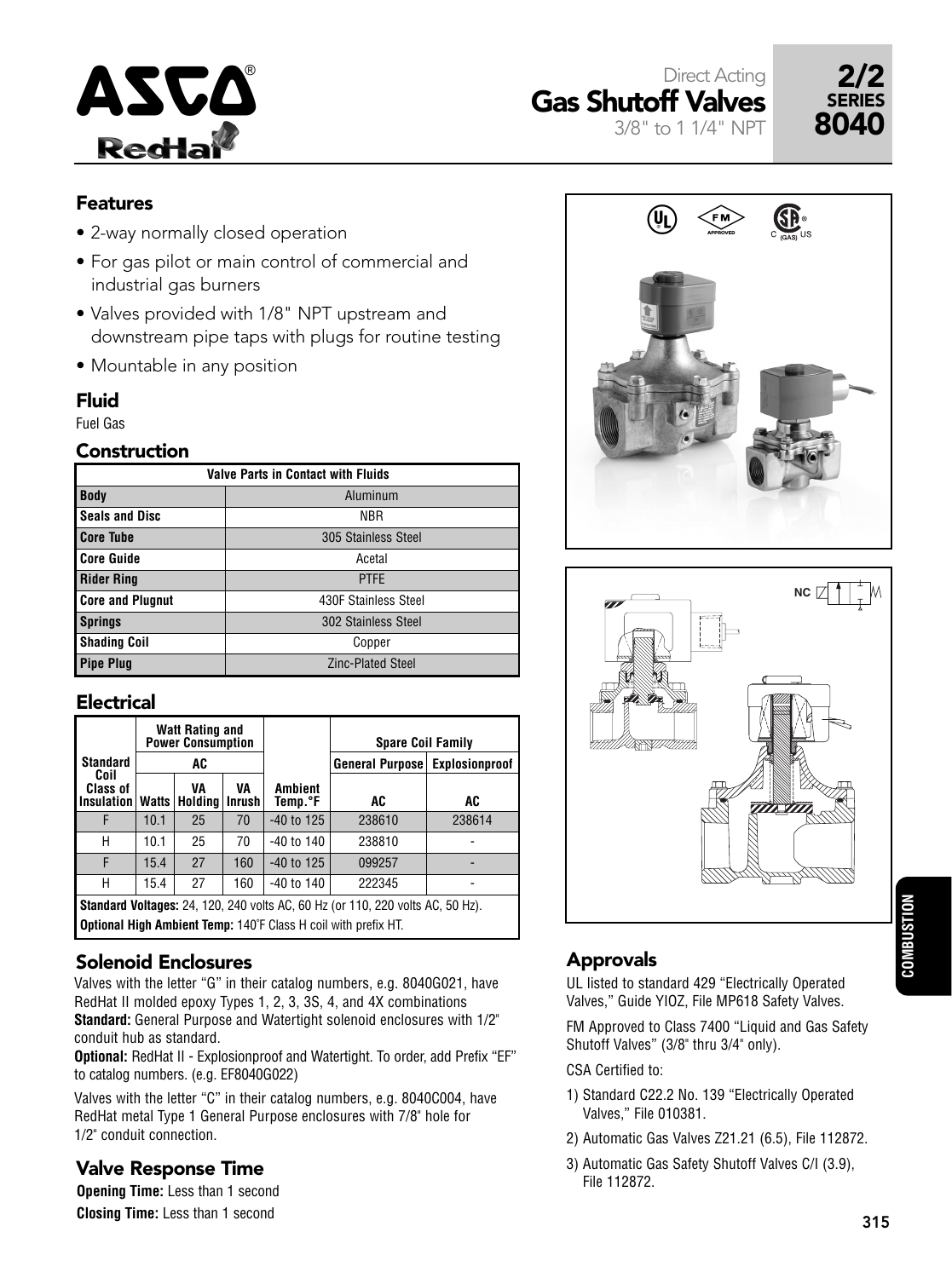# Direct Acting Gas Shutoff Valves

3/8" to 1 1/4" NPT

**2/2 SERIES 8040**

## Features

- 2-way normally closed operation
- For gas pilot or main control of commercial and industrial gas burners
- Valves provided with 1/8" NPT upstream and downstream pipe taps with plugs for routine testing
- Mountable in any position

## Fluid

Fuel Gas

## Construction

| Valve Parts in Contact with Fluids | |
|---|---|
| **Body** | Aluminum |
| **Seals and Disc** | NBR |
| **Core Tube** | 305 Stainless Steel |
| **Core Guide** | Acetal |
| **Rider Ring** | PTFE |
| **Core and Plugnut** | 430F Stainless Steel |
| **Springs** | 302 Stainless Steel |
| **Shading Coil** | Copper |
| **Pipe Plug** | Zinc-Plated Steel |

## Electrical

| Standard Coil Class of Insulation | Watt Rating and Power Consumption | | | Ambient Temp.°F | Spare Coil Family | |
|---|---|---|---|---|---|---|
| | AC | | | | General Purpose | Explosionproof |
| | Watts | VA Holding | VA Inrush | | AC | AC |
| F | 10.1 | 25 | 70 | -40 to 125 | 238610 | 238614 |
| H | 10.1 | 25 | 70 | -40 to 140 | 238810 | - |
| F | 15.4 | 27 | 160 | -40 to 125 | 099257 | - |
| H | 15.4 | 27 | 160 | -40 to 140 | 222345 | - |

**Standard Voltages:** 24, 120, 240 volts AC, 60 Hz (or 110, 220 volts AC, 50 Hz).

**Optional High Ambient Temp:** 140˚F Class H coil with prefix HT.

## Solenoid Enclosures

Valves with the letter "G" in their catalog numbers, e.g. 8040G021, have RedHat II molded epoxy Types 1, 2, 3, 3S, 4, and 4X combinations

**Standard:** General Purpose and Watertight solenoid enclosures with 1/2" conduit hub as standard.

**Optional:** RedHat II - Explosionproof and Watertight. To order, add Prefix "EF" to catalog numbers. (e.g. EF8040G022)

Valves with the letter "C" in their catalog numbers, e.g. 8040C004, have RedHat metal Type 1 General Purpose enclosures with 7/8" hole for 1/2" conduit connection.

## Valve Response Time

**Opening Time:** Less than 1 second

**Closing Time:** Less than 1 second

## Approvals

UL listed to standard 429 "Electrically Operated Valves," Guide YIOZ, File MP618 Safety Valves.

FM Approved to Class 7400 "Liquid and Gas Safety Shutoff Valves" (3/8" thru 3/4" only).

CSA Certified to:

1) Standard C22.2 No. 139 "Electrically Operated Valves," File 010381.
2) Automatic Gas Valves Z21.21 (6.5), File 112872.
3) Automatic Gas Safety Shutoff Valves C/I (3.9), File 112872.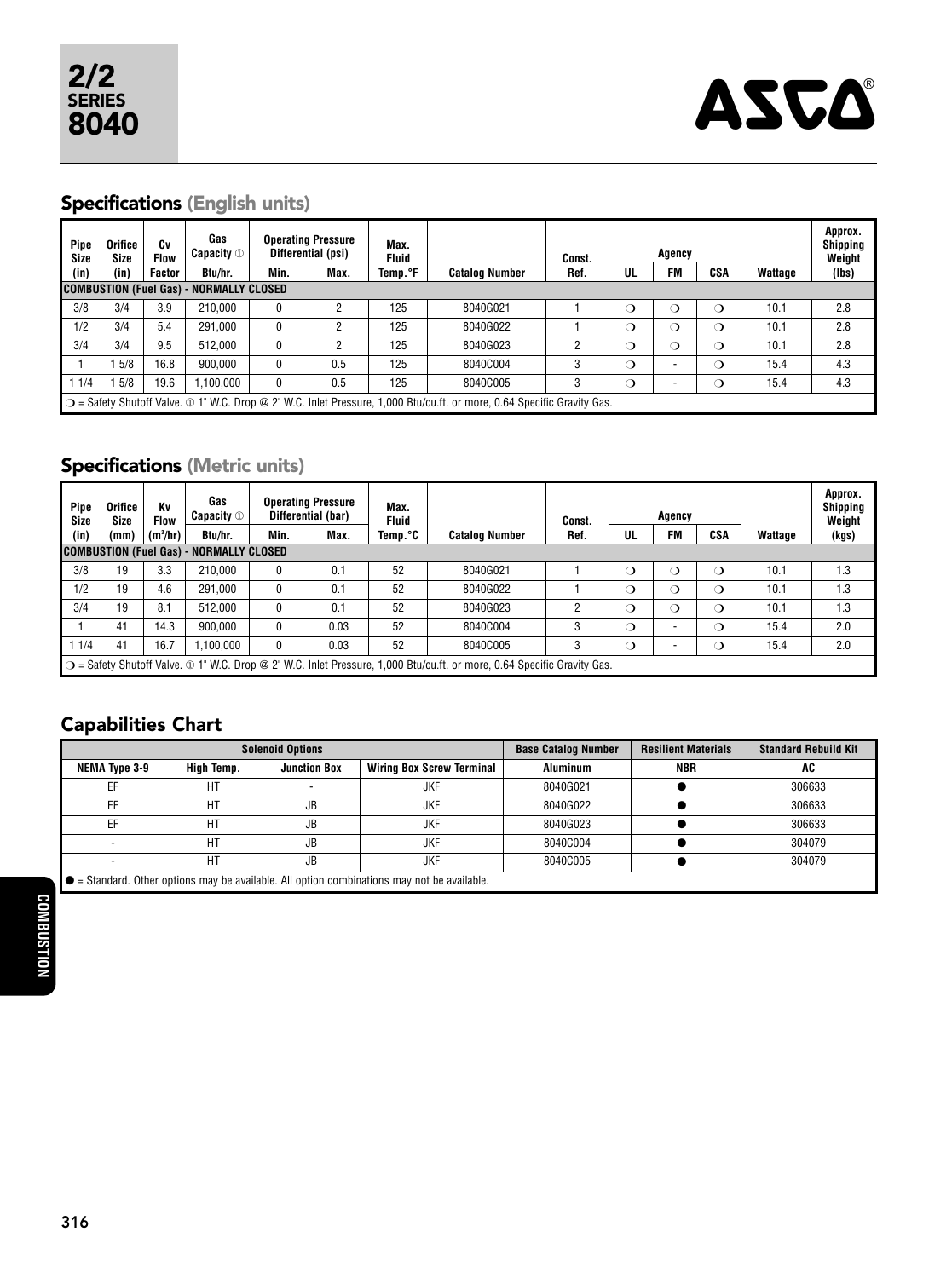# 2/2 SERIES 8040

ASCO®

## Specifications (English units)

| Pipe Size (in) | Orifice Size (in) | Cv Flow Factor | Gas Capacity ① Btu/hr. | Operating Pressure Differential (psi) Min. | Max. | Max. Fluid Temp.°F | Catalog Number | Const. Ref. | Agency UL | FM | CSA | Wattage | Approx. Shipping Weight (lbs) |
|---|---|---|---|---|---|---|---|---|---|---|---|---|---|
| **COMBUSTION (Fuel Gas) - NORMALLY CLOSED** | | | | | | | | | | | | | |
| 3/8 | 3/4 | 3.9 | 210,000 | 0 | 2 | 125 | 8040G021 | 1 | ❍ | ❍ | ❍ | 10.1 | 2.8 |
| 1/2 | 3/4 | 5.4 | 291,000 | 0 | 2 | 125 | 8040G022 | 1 | ❍ | ❍ | ❍ | 10.1 | 2.8 |
| 3/4 | 3/4 | 9.5 | 512,000 | 0 | 2 | 125 | 8040G023 | 2 | ❍ | ❍ | ❍ | 10.1 | 2.8 |
| 1 | 1 5/8 | 16.8 | 900,000 | 0 | 0.5 | 125 | 8040C004 | 3 | ❍ | - | ❍ | 15.4 | 4.3 |
| 1 1/4 | 1 5/8 | 19.6 | 1,100,000 | 0 | 0.5 | 125 | 8040C005 | 3 | ❍ | - | ❍ | 15.4 | 4.3 |

❍ = Safety Shutoff Valve. ① 1" W.C. Drop @ 2" W.C. Inlet Pressure, 1,000 Btu/cu.ft. or more, 0.64 Specific Gravity Gas.

## Specifications (Metric units)

| Pipe Size (in) | Orifice Size (mm) | Kv Flow ($m^3$/hr) | Gas Capacity ① Btu/hr. | Operating Pressure Differential (bar) Min. | Max. | Max. Fluid Temp.°C | Catalog Number | Const. Ref. | Agency UL | FM | CSA | Wattage | Approx. Shipping Weight (kgs) |
|---|---|---|---|---|---|---|---|---|---|---|---|---|---|
| **COMBUSTION (Fuel Gas) - NORMALLY CLOSED** | | | | | | | | | | | | | |
| 3/8 | 19 | 3.3 | 210,000 | 0 | 0.1 | 52 | 8040G021 | 1 | ❍ | ❍ | ❍ | 10.1 | 1.3 |
| 1/2 | 19 | 4.6 | 291,000 | 0 | 0.1 | 52 | 8040G022 | 1 | ❍ | ❍ | ❍ | 10.1 | 1.3 |
| 3/4 | 19 | 8.1 | 512,000 | 0 | 0.1 | 52 | 8040G023 | 2 | ❍ | ❍ | ❍ | 10.1 | 1.3 |
| 1 | 41 | 14.3 | 900,000 | 0 | 0.03 | 52 | 8040C004 | 3 | ❍ | - | ❍ | 15.4 | 2.0 |
| 1 1/4 | 41 | 16.7 | 1,100,000 | 0 | 0.03 | 52 | 8040C005 | 3 | ❍ | - | ❍ | 15.4 | 2.0 |

❍ = Safety Shutoff Valve. ① 1" W.C. Drop @ 2" W.C. Inlet Pressure, 1,000 Btu/cu.ft. or more, 0.64 Specific Gravity Gas.

## Capabilities Chart

| Solenoid Options | | | | Base Catalog Number | Resilient Materials | Standard Rebuild Kit |
|---|---|---|---|---|---|---|
| NEMA Type 3-9 | High Temp. | Junction Box | Wiring Box Screw Terminal | Aluminum | NBR | AC |
| EF | HT | - | JKF | 8040G021 | ● | 306633 |
| EF | HT | JB | JKF | 8040G022 | ● | 306633 |
| EF | HT | JB | JKF | 8040G023 | ● | 306633 |
| - | HT | JB | JKF | 8040C004 | ● | 304079 |
| - | HT | JB | JKF | 8040C005 | ● | 304079 |

● = Standard. Other options may be available. All option combinations may not be available.

COMBUSTION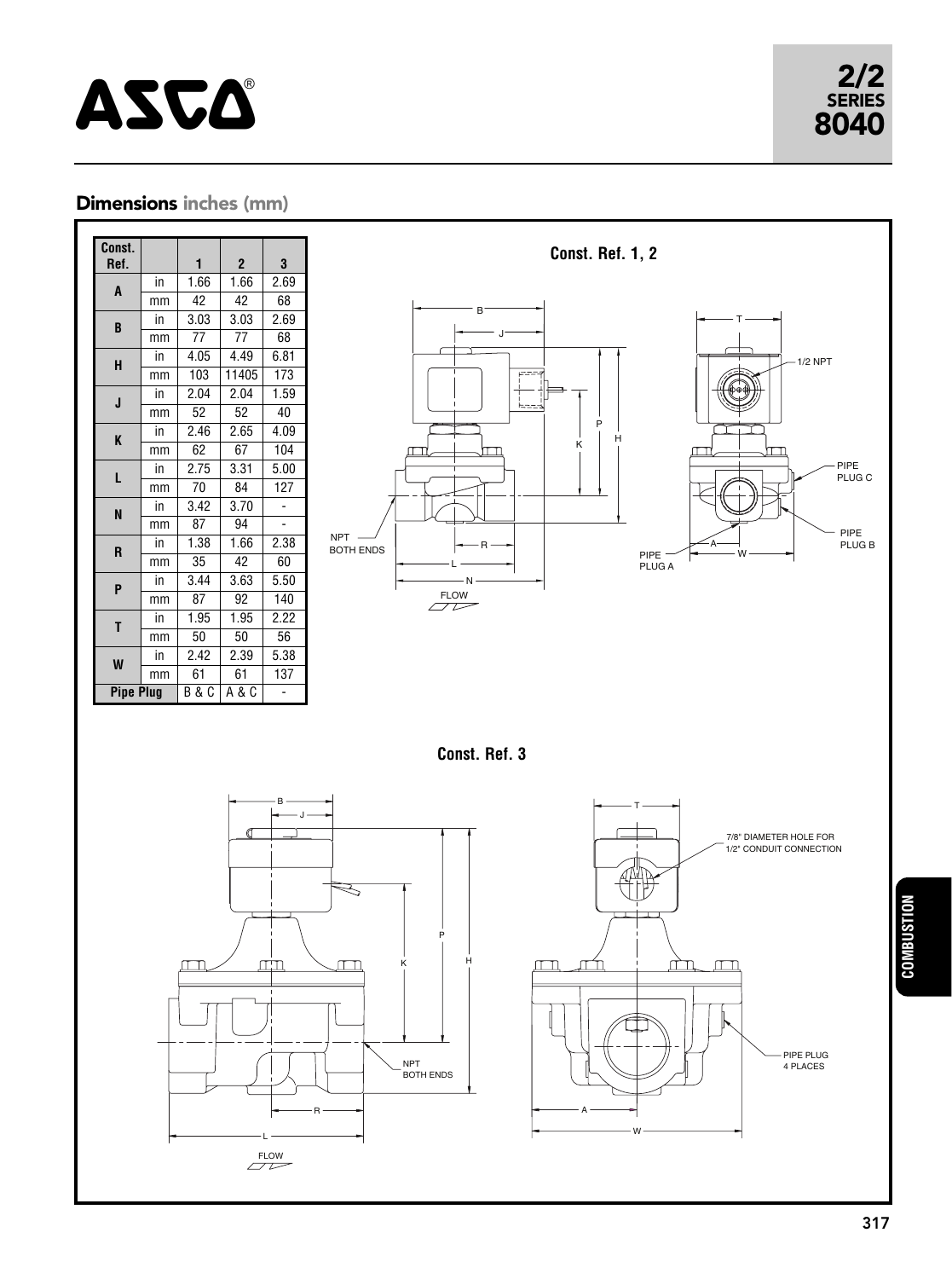## Dimensions inches (mm)

| Const. Ref. | | 1 | 2 | 3 |
|---|---|---|---|---|
| A | in | 1.66 | 1.66 | 2.69 |
| | mm | 42 | 42 | 68 |
| B | in | 3.03 | 3.03 | 2.69 |
| | mm | 77 | 77 | 68 |
| H | in | 4.05 | 4.49 | 6.81 |
| | mm | 103 | 11405 | 173 |
| J | in | 2.04 | 2.04 | 1.59 |
| | mm | 52 | 52 | 40 |
| K | in | 2.46 | 2.65 | 4.09 |
| | mm | 62 | 67 | 104 |
| L | in | 2.75 | 3.31 | 5.00 |
| | mm | 70 | 84 | 127 |
| N | in | 3.42 | 3.70 | - |
| | mm | 87 | 94 | - |
| R | in | 1.38 | 1.66 | 2.38 |
| | mm | 35 | 42 | 60 |
| P | in | 3.44 | 3.63 | 5.50 |
| | mm | 87 | 92 | 140 |
| T | in | 1.95 | 1.95 | 2.22 |
| | mm | 50 | 50 | 56 |
| W | in | 2.42 | 2.39 | 5.38 |
| | mm | 61 | 61 | 137 |
| Pipe Plug | | B & C | A & C | - |

### Const. Ref. 1, 2

B
J
T
1/2 NPT
P
H
K
PIPE PLUG C
PIPE PLUG B
PIPE PLUG A
A
W
NPT BOTH ENDS
R
L
N
FLOW

### Const. Ref. 3

B
J
T
7/8" DIAMETER HOLE FOR 1/2" CONDUIT CONNECTION
P
K
H
NPT BOTH ENDS
PIPE PLUG 4 PLACES
R
L
A
W
FLOW